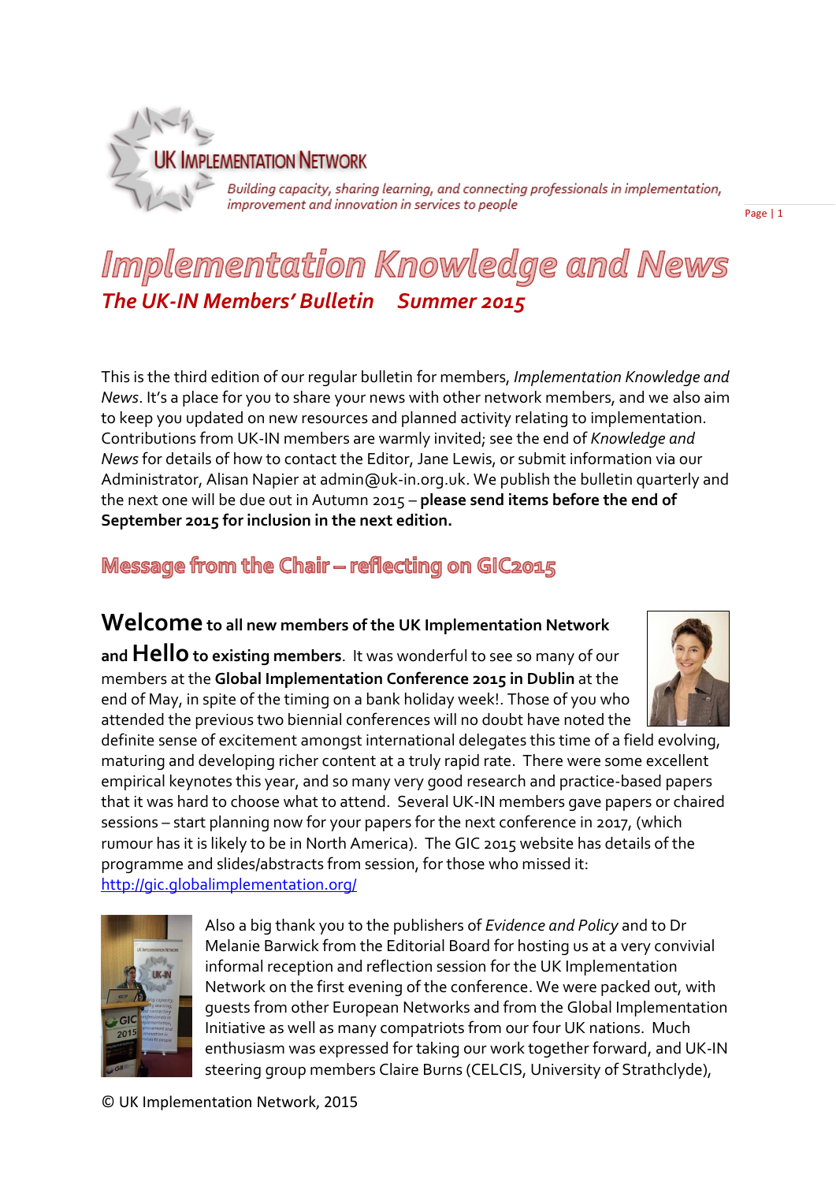UK IMPLEMENTATION NETWORK

*Building capacity, sharing learning, and connecting professionals in implementation, improvement and innovation in services to people*

# Implementation Knowledge and News

## *The UK-IN Members' Bulletin Summer 2015*

This is the third edition of our regular bulletin for members, *Implementation Knowledge and News*. It's a place for you to share your news with other network members, and we also aim to keep you updated on new resources and planned activity relating to implementation. Contributions from UK-IN members are warmly invited; see the end of *Knowledge and News* for details of how to contact the Editor, Jane Lewis, or submit information via our Administrator, Alisan Napier at admin@uk-in.org.uk. We publish the bulletin quarterly and the next one will be due out in Autumn 2015 – **please send items before the end of September 2015 for inclusion in the next edition.**

## Message from the Chair – reflecting on GIC2015

**Welcome to all new members of the UK Implementation Network**

**and Hello to existing members**. It was wonderful to see so many of our members at the **Global Implementation Conference 2015 in Dublin** at the end of May, in spite of the timing on a bank holiday week!. Those of you who attended the previous two biennial conferences will no doubt have noted the definite sense of excitement amongst international delegates this time of a field evolving, maturing and developing richer content at a truly rapid rate. There were some excellent empirical keynotes this year, and so many very good research and practice-based papers that it was hard to choose what to attend. Several UK-IN members gave papers or chaired sessions – start planning now for your papers for the next conference in 2017, (which rumour has it is likely to be in North America). The GIC 2015 website has details of the programme and slides/abstracts from session, for those who missed it: [http://gic.globalimplementation.org/](http://gic.globalimplementation.org/)

Also a big thank you to the publishers of *Evidence and Policy* and to Dr Melanie Barwick from the Editorial Board for hosting us at a very convivial informal reception and reflection session for the UK Implementation Network on the first evening of the conference. We were packed out, with guests from other European Networks and from the Global Implementation Initiative as well as many compatriots from our four UK nations. Much enthusiasm was expressed for taking our work together forward, and UK-IN steering group members Claire Burns (CELCIS, University of Strathclyde),

© UK Implementation Network, 2015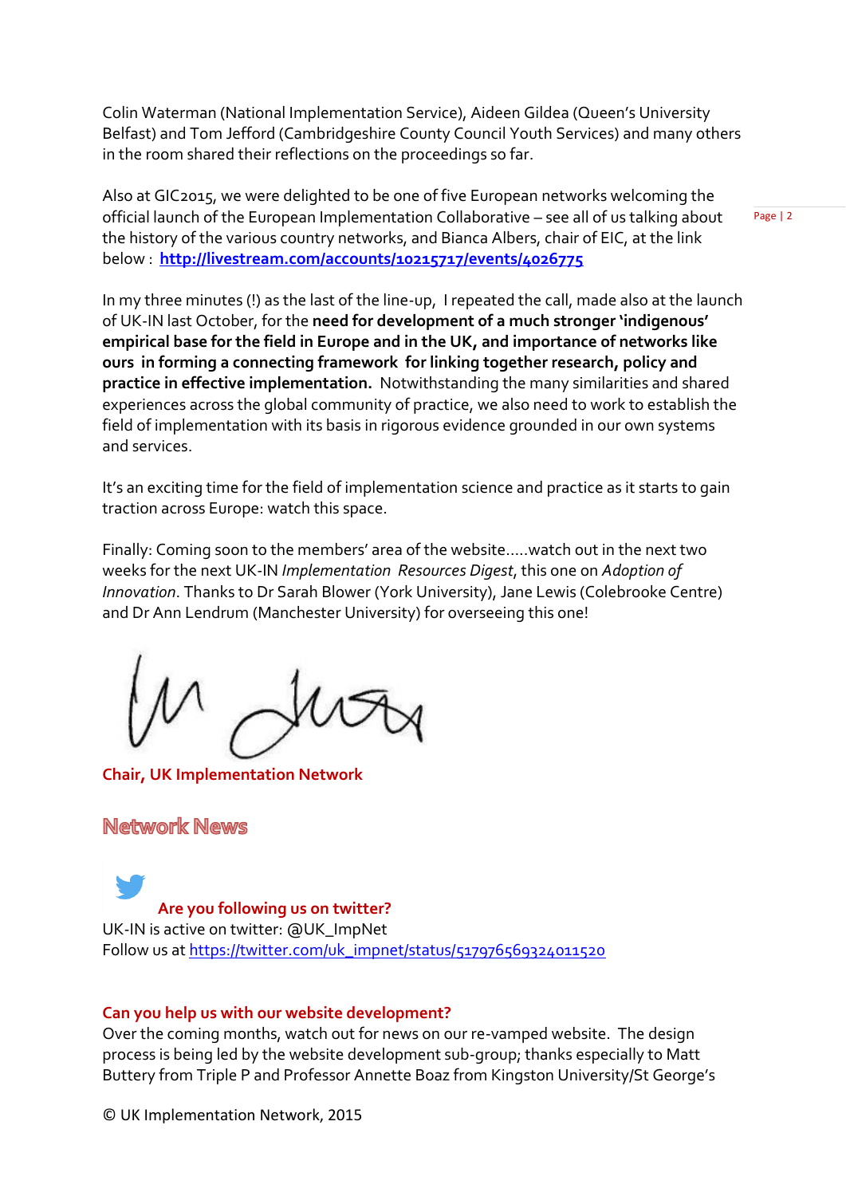Colin Waterman (National Implementation Service), Aideen Gildea (Queen's University Belfast) and Tom Jefford (Cambridgeshire County Council Youth Services) and many others in the room shared their reflections on the proceedings so far.

Also at GIC2015, we were delighted to be one of five European networks welcoming the official launch of the European Implementation Collaborative – see all of us talking about the history of the various country networks, and Bianca Albers, chair of EIC, at the link below : **[http://livestream.com/accounts/10215717/events/4026775](http://livestream.com/accounts/10215717/events/4026775)**

In my three minutes (!) as the last of the line-up, I repeated the call, made also at the launch of UK-IN last October, for the **need for development of a much stronger 'indigenous' empirical base for the field in Europe and in the UK, and importance of networks like ours in forming a connecting framework for linking together research, policy and practice in effective implementation.** Notwithstanding the many similarities and shared experiences across the global community of practice, we also need to work to establish the field of implementation with its basis in rigorous evidence grounded in our own systems and services.

It's an exciting time for the field of implementation science and practice as it starts to gain traction across Europe: watch this space.

Finally: Coming soon to the members' area of the website.....watch out in the next two weeks for the next UK-IN *Implementation Resources Digest*, this one on *Adoption of Innovation*. Thanks to Dr Sarah Blower (York University), Jane Lewis (Colebrooke Centre) and Dr Ann Lendrum (Manchester University) for overseeing this one!

**Chair, UK Implementation Network**

## Network News

### Are you following us on twitter?

UK-IN is active on twitter: @UK_ImpNet
Follow us at [https://twitter.com/uk_impnet/status/517976569324011520](https://twitter.com/uk_impnet/status/517976569324011520)

### Can you help us with our website development?

Over the coming months, watch out for news on our re-vamped website. The design process is being led by the website development sub-group; thanks especially to Matt Buttery from Triple P and Professor Annette Boaz from Kingston University/St George's

© UK Implementation Network, 2015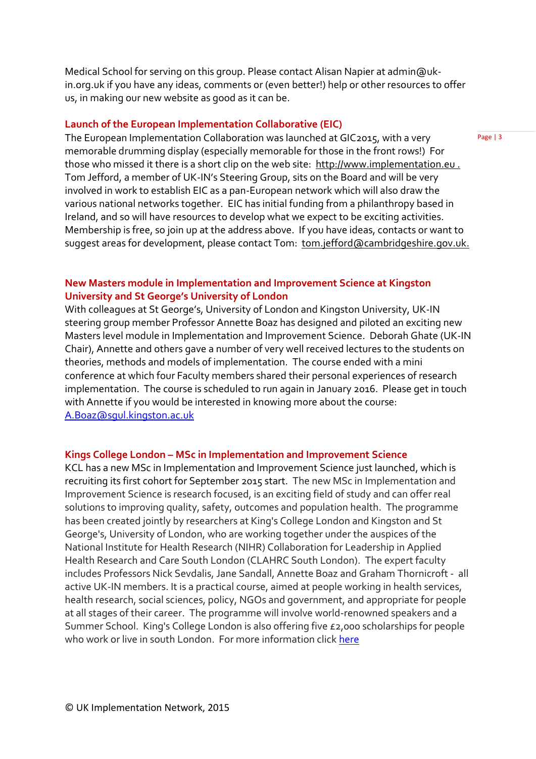Medical School for serving on this group. Please contact Alisan Napier at admin@uk-in.org.uk if you have any ideas, comments or (even better!) help or other resources to offer us, in making our new website as good as it can be.

### Launch of the European Implementation Collaborative (EIC)

The European Implementation Collaboration was launched at GIC2015, with a very memorable drumming display (especially memorable for those in the front rows!) For those who missed it there is a short clip on the web site: http://www.implementation.eu . Tom Jefford, a member of UK-IN's Steering Group, sits on the Board and will be very involved in work to establish EIC as a pan-European network which will also draw the various national networks together. EIC has initial funding from a philanthropy based in Ireland, and so will have resources to develop what we expect to be exciting activities. Membership is free, so join up at the address above. If you have ideas, contacts or want to suggest areas for development, please contact Tom: tom.jefford@cambridgeshire.gov.uk.

### New Masters module in Implementation and Improvement Science at Kingston University and St George's University of London

With colleagues at St George's, University of London and Kingston University, UK-IN steering group member Professor Annette Boaz has designed and piloted an exciting new Masters level module in Implementation and Improvement Science. Deborah Ghate (UK-IN Chair), Annette and others gave a number of very well received lectures to the students on theories, methods and models of implementation. The course ended with a mini conference at which four Faculty members shared their personal experiences of research implementation. The course is scheduled to run again in January 2016. Please get in touch with Annette if you would be interested in knowing more about the course: A.Boaz@sgul.kingston.ac.uk

### Kings College London – MSc in Implementation and Improvement Science

KCL has a new MSc in Implementation and Improvement Science just launched, which is recruiting its first cohort for September 2015 start. The new MSc in Implementation and Improvement Science is research focused, is an exciting field of study and can offer real solutions to improving quality, safety, outcomes and population health. The programme has been created jointly by researchers at King's College London and Kingston and St George's, University of London, who are working together under the auspices of the National Institute for Health Research (NIHR) Collaboration for Leadership in Applied Health Research and Care South London (CLAHRC South London). The expert faculty includes Professors Nick Sevdalis, Jane Sandall, Annette Boaz and Graham Thornicroft - all active UK-IN members. It is a practical course, aimed at people working in health services, health research, social sciences, policy, NGOs and government, and appropriate for people at all stages of their career. The programme will involve world-renowned speakers and a Summer School. King's College London is also offering five £2,000 scholarships for people who work or live in south London. For more information click here

© UK Implementation Network, 2015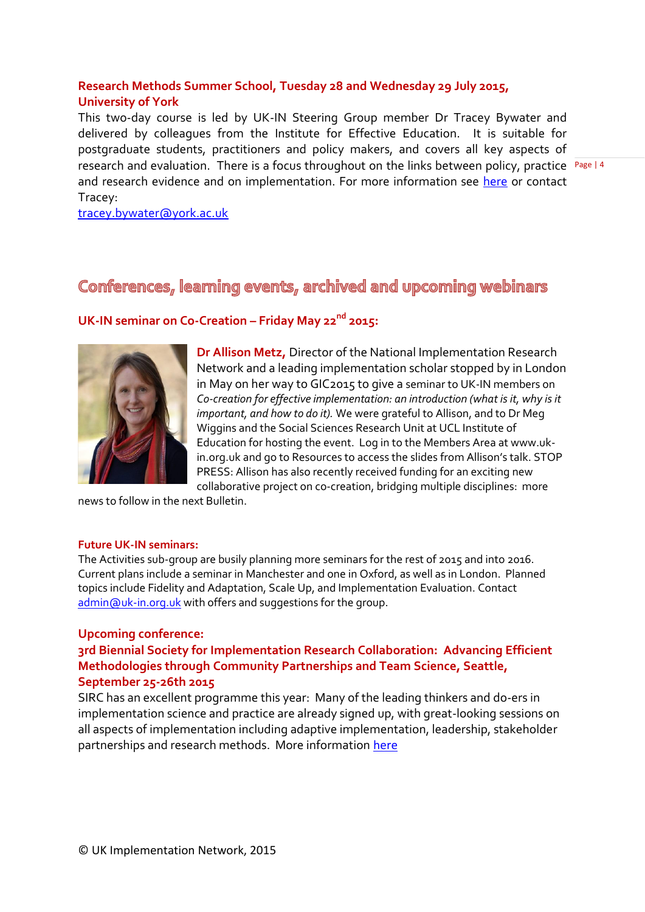### Research Methods Summer School, Tuesday 28 and Wednesday 29 July 2015, University of York

This two-day course is led by UK-IN Steering Group member Dr Tracey Bywater and delivered by colleagues from the Institute for Effective Education. It is suitable for postgraduate students, practitioners and policy makers, and covers all key aspects of research and evaluation. There is a focus throughout on the links between policy, practice and research evidence and on implementation. For more information see here or contact Tracey:
tracey.bywater@york.ac.uk

## Conferences, learning events, archived and upcoming webinars

### UK-IN seminar on Co-Creation – Friday May 22nd 2015:

**Dr Allison Metz,** Director of the National Implementation Research Network and a leading implementation scholar stopped by in London in May on her way to GIC2015 to give a seminar to UK-IN members on *Co-creation for effective implementation: an introduction (what is it, why is it important, and how to do it).* We were grateful to Allison, and to Dr Meg Wiggins and the Social Sciences Research Unit at UCL Institute of Education for hosting the event. Log in to the Members Area at www.uk-in.org.uk and go to Resources to access the slides from Allison's talk. STOP PRESS: Allison has also recently received funding for an exciting new collaborative project on co-creation, bridging multiple disciplines: more news to follow in the next Bulletin.

### Future UK-IN seminars:

The Activities sub-group are busily planning more seminars for the rest of 2015 and into 2016. Current plans include a seminar in Manchester and one in Oxford, as well as in London. Planned topics include Fidelity and Adaptation, Scale Up, and Implementation Evaluation. Contact admin@uk-in.org.uk with offers and suggestions for the group.

### Upcoming conference:
### 3rd Biennial Society for Implementation Research Collaboration: Advancing Efficient Methodologies through Community Partnerships and Team Science, Seattle, September 25-26th 2015

SIRC has an excellent programme this year: Many of the leading thinkers and do-ers in implementation science and practice are already signed up, with great-looking sessions on all aspects of implementation including adaptive implementation, leadership, stakeholder partnerships and research methods. More information here

© UK Implementation Network, 2015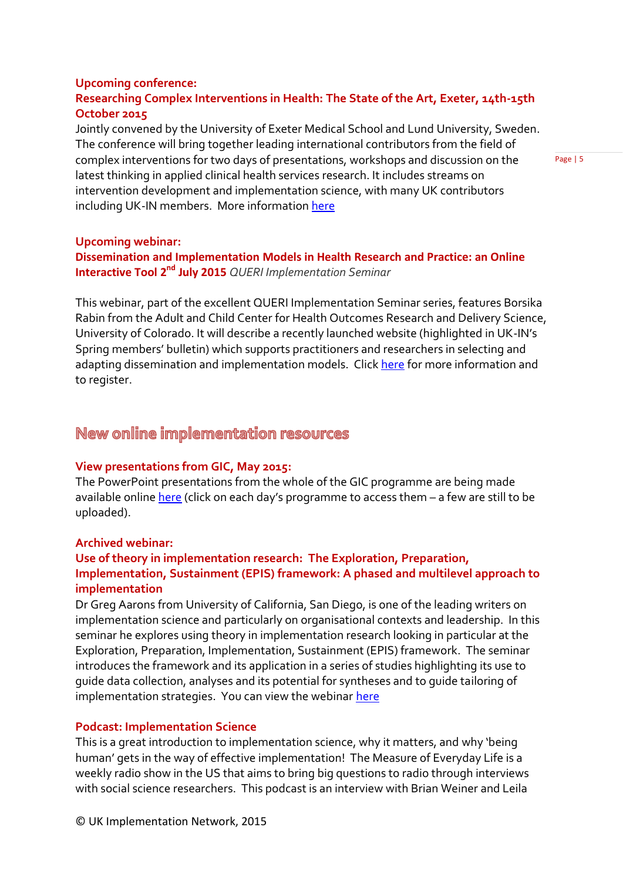### Upcoming conference:
### Researching Complex Interventions in Health: The State of the Art, Exeter, 14th-15th October 2015

Jointly convened by the University of Exeter Medical School and Lund University, Sweden. The conference will bring together leading international contributors from the field of complex interventions for two days of presentations, workshops and discussion on the latest thinking in applied clinical health services research. It includes streams on intervention development and implementation science, with many UK contributors including UK-IN members. More information here

### Upcoming webinar:
### Dissemination and Implementation Models in Health Research and Practice: an Online Interactive Tool 2nd July 2015 *QUERI Implementation Seminar*

This webinar, part of the excellent QUERI Implementation Seminar series, features Borsika Rabin from the Adult and Child Center for Health Outcomes Research and Delivery Science, University of Colorado. It will describe a recently launched website (highlighted in UK-IN's Spring members' bulletin) which supports practitioners and researchers in selecting and adapting dissemination and implementation models. Click here for more information and to register.

## New online implementation resources

### View presentations from GIC, May 2015:

The PowerPoint presentations from the whole of the GIC programme are being made available online here (click on each day's programme to access them – a few are still to be uploaded).

### Archived webinar:
### Use of theory in implementation research: The Exploration, Preparation, Implementation, Sustainment (EPIS) framework: A phased and multilevel approach to implementation

Dr Greg Aarons from University of California, San Diego, is one of the leading writers on implementation science and particularly on organisational contexts and leadership. In this seminar he explores using theory in implementation research looking in particular at the Exploration, Preparation, Implementation, Sustainment (EPIS) framework. The seminar introduces the framework and its application in a series of studies highlighting its use to guide data collection, analyses and its potential for syntheses and to guide tailoring of implementation strategies. You can view the webinar here

### Podcast: Implementation Science

This is a great introduction to implementation science, why it matters, and why 'being human' gets in the way of effective implementation! The Measure of Everyday Life is a weekly radio show in the US that aims to bring big questions to radio through interviews with social science researchers. This podcast is an interview with Brian Weiner and Leila

© UK Implementation Network, 2015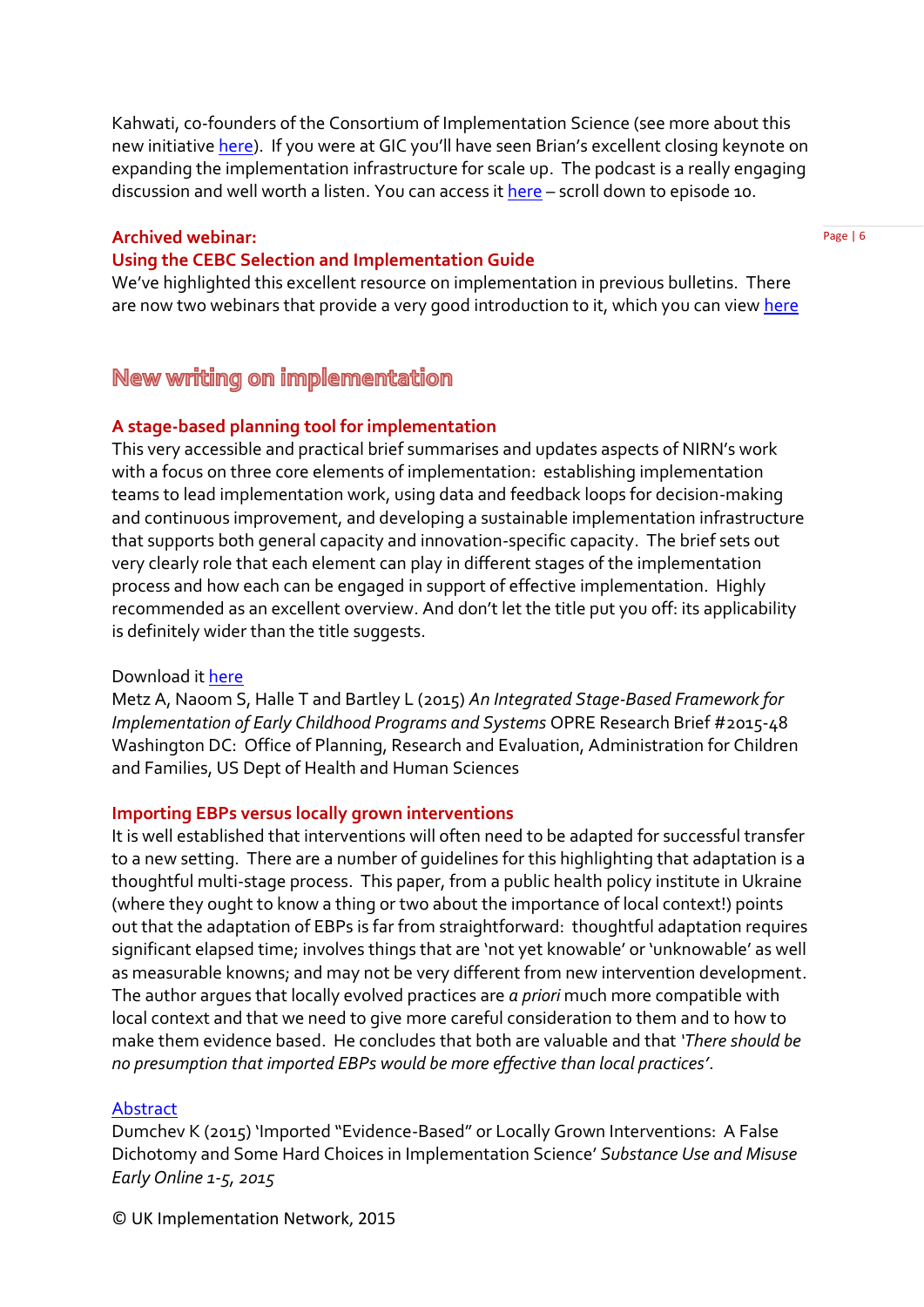Kahwati, co-founders of the Consortium of Implementation Science (see more about this new initiative here). If you were at GIC you'll have seen Brian's excellent closing keynote on expanding the implementation infrastructure for scale up. The podcast is a really engaging discussion and well worth a listen. You can access it here – scroll down to episode 10.

**Archived webinar:**
**Using the CEBC Selection and Implementation Guide**

We've highlighted this excellent resource on implementation in previous bulletins. There are now two webinars that provide a very good introduction to it, which you can view here

## New writing on implementation

**A stage-based planning tool for implementation**

This very accessible and practical brief summarises and updates aspects of NIRN's work with a focus on three core elements of implementation: establishing implementation teams to lead implementation work, using data and feedback loops for decision-making and continuous improvement, and developing a sustainable implementation infrastructure that supports both general capacity and innovation-specific capacity. The brief sets out very clearly role that each element can play in different stages of the implementation process and how each can be engaged in support of effective implementation. Highly recommended as an excellent overview. And don't let the title put you off: its applicability is definitely wider than the title suggests.

Download it here

Metz A, Naoom S, Halle T and Bartley L (2015) *An Integrated Stage-Based Framework for Implementation of Early Childhood Programs and Systems* OPRE Research Brief #2015-48 Washington DC: Office of Planning, Research and Evaluation, Administration for Children and Families, US Dept of Health and Human Sciences

**Importing EBPs versus locally grown interventions**

It is well established that interventions will often need to be adapted for successful transfer to a new setting. There are a number of guidelines for this highlighting that adaptation is a thoughtful multi-stage process. This paper, from a public health policy institute in Ukraine (where they ought to know a thing or two about the importance of local context!) points out that the adaptation of EBPs is far from straightforward: thoughtful adaptation requires significant elapsed time; involves things that are 'not yet knowable' or 'unknowable' as well as measurable knowns; and may not be very different from new intervention development. The author argues that locally evolved practices are *a priori* much more compatible with local context and that we need to give more careful consideration to them and to how to make them evidence based. He concludes that both are valuable and that '*There should be no presumption that imported EBPs would be more effective than local practices*'.

Abstract

Dumchev K (2015) 'Imported "Evidence-Based" or Locally Grown Interventions: A False Dichotomy and Some Hard Choices in Implementation Science' *Substance Use and Misuse Early Online 1-5, 2015*

© UK Implementation Network, 2015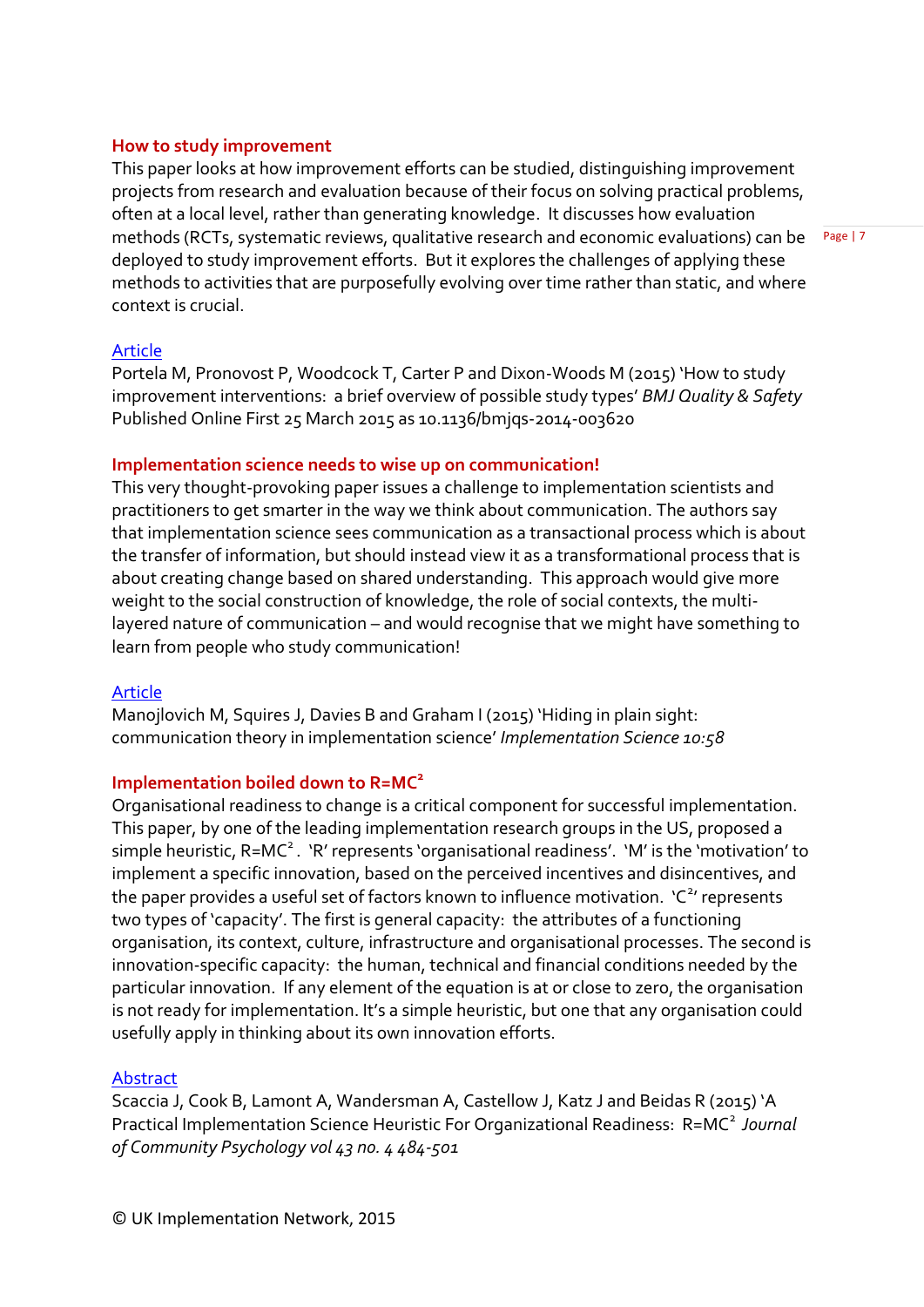### How to study improvement

This paper looks at how improvement efforts can be studied, distinguishing improvement projects from research and evaluation because of their focus on solving practical problems, often at a local level, rather than generating knowledge. It discusses how evaluation methods (RCTs, systematic reviews, qualitative research and economic evaluations) can be deployed to study improvement efforts. But it explores the challenges of applying these methods to activities that are purposefully evolving over time rather than static, and where context is crucial.

Article

Portela M, Pronovost P, Woodcock T, Carter P and Dixon-Woods M (2015) 'How to study improvement interventions: a brief overview of possible study types' *BMJ Quality & Safety* Published Online First 25 March 2015 as 10.1136/bmjqs-2014-003620

### Implementation science needs to wise up on communication!

This very thought-provoking paper issues a challenge to implementation scientists and practitioners to get smarter in the way we think about communication. The authors say that implementation science sees communication as a transactional process which is about the transfer of information, but should instead view it as a transformational process that is about creating change based on shared understanding. This approach would give more weight to the social construction of knowledge, the role of social contexts, the multi-layered nature of communication – and would recognise that we might have something to learn from people who study communication!

Article

Manojlovich M, Squires J, Davies B and Graham I (2015) 'Hiding in plain sight: communication theory in implementation science' *Implementation Science 10:58*

### Implementation boiled down to $R=MC^2$

Organisational readiness to change is a critical component for successful implementation. This paper, by one of the leading implementation research groups in the US, proposed a simple heuristic, $R=MC^2$. 'R' represents 'organisational readiness'. 'M' is the 'motivation' to implement a specific innovation, based on the perceived incentives and disincentives, and the paper provides a useful set of factors known to influence motivation. '$C^2$' represents two types of 'capacity'. The first is general capacity: the attributes of a functioning organisation, its context, culture, infrastructure and organisational processes. The second is innovation-specific capacity: the human, technical and financial conditions needed by the particular innovation. If any element of the equation is at or close to zero, the organisation is not ready for implementation. It's a simple heuristic, but one that any organisation could usefully apply in thinking about its own innovation efforts.

Abstract

Scaccia J, Cook B, Lamont A, Wandersman A, Castellow J, Katz J and Beidas R (2015) 'A Practical Implementation Science Heuristic For Organizational Readiness: $R=MC^2$ *Journal of Community Psychology vol 43 no. 4 484-501*

© UK Implementation Network, 2015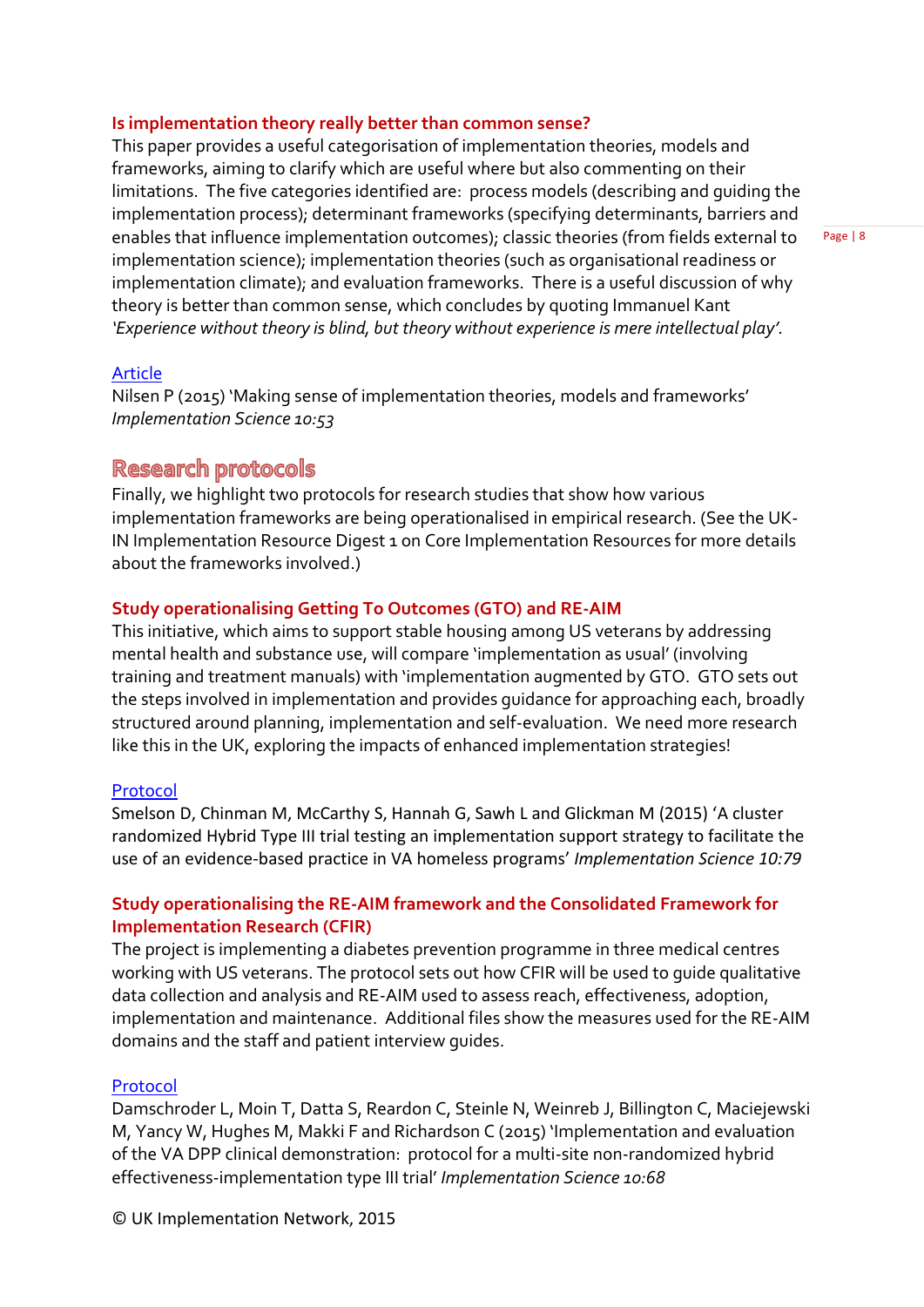### Is implementation theory really better than common sense?

This paper provides a useful categorisation of implementation theories, models and frameworks, aiming to clarify which are useful where but also commenting on their limitations. The five categories identified are: process models (describing and guiding the implementation process); determinant frameworks (specifying determinants, barriers and enables that influence implementation outcomes); classic theories (from fields external to implementation science); implementation theories (such as organisational readiness or implementation climate); and evaluation frameworks. There is a useful discussion of why theory is better than common sense, which concludes by quoting Immanuel Kant *'Experience without theory is blind, but theory without experience is mere intellectual play'.*

Article

Nilsen P (2015) 'Making sense of implementation theories, models and frameworks' *Implementation Science 10:53*

## Research protocols

Finally, we highlight two protocols for research studies that show how various implementation frameworks are being operationalised in empirical research. (See the UK-IN Implementation Resource Digest 1 on Core Implementation Resources for more details about the frameworks involved.)

### Study operationalising Getting To Outcomes (GTO) and RE-AIM

This initiative, which aims to support stable housing among US veterans by addressing mental health and substance use, will compare 'implementation as usual' (involving training and treatment manuals) with 'implementation augmented by GTO. GTO sets out the steps involved in implementation and provides guidance for approaching each, broadly structured around planning, implementation and self-evaluation. We need more research like this in the UK, exploring the impacts of enhanced implementation strategies!

Protocol

Smelson D, Chinman M, McCarthy S, Hannah G, Sawh L and Glickman M (2015) 'A cluster randomized Hybrid Type III trial testing an implementation support strategy to facilitate the use of an evidence-based practice in VA homeless programs' *Implementation Science 10:79*

### Study operationalising the RE-AIM framework and the Consolidated Framework for Implementation Research (CFIR)

The project is implementing a diabetes prevention programme in three medical centres working with US veterans. The protocol sets out how CFIR will be used to guide qualitative data collection and analysis and RE-AIM used to assess reach, effectiveness, adoption, implementation and maintenance. Additional files show the measures used for the RE-AIM domains and the staff and patient interview guides.

Protocol

Damschroder L, Moin T, Datta S, Reardon C, Steinle N, Weinreb J, Billington C, Maciejewski M, Yancy W, Hughes M, Makki F and Richardson C (2015) 'Implementation and evaluation of the VA DPP clinical demonstration: protocol for a multi-site non-randomized hybrid effectiveness-implementation type III trial' *Implementation Science 10:68*

© UK Implementation Network, 2015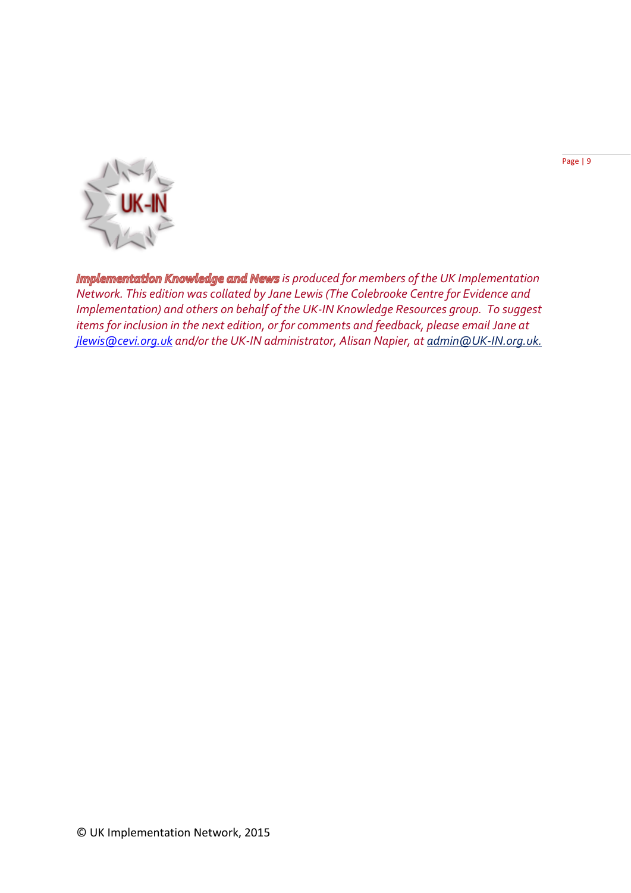***Implementation Knowledge and News*** *is produced for members of the UK Implementation Network. This edition was collated by Jane Lewis (The Colebrooke Centre for Evidence and Implementation) and others on behalf of the UK-IN Knowledge Resources group. To suggest items for inclusion in the next edition, or for comments and feedback, please email Jane at [jlewis@cevi.org.uk](mailto:jlewis@cevi.org.uk) and/or the UK-IN administrator, Alisan Napier, at [admin@UK-IN.org.uk.](mailto:admin@UK-IN.org.uk)*

© UK Implementation Network, 2015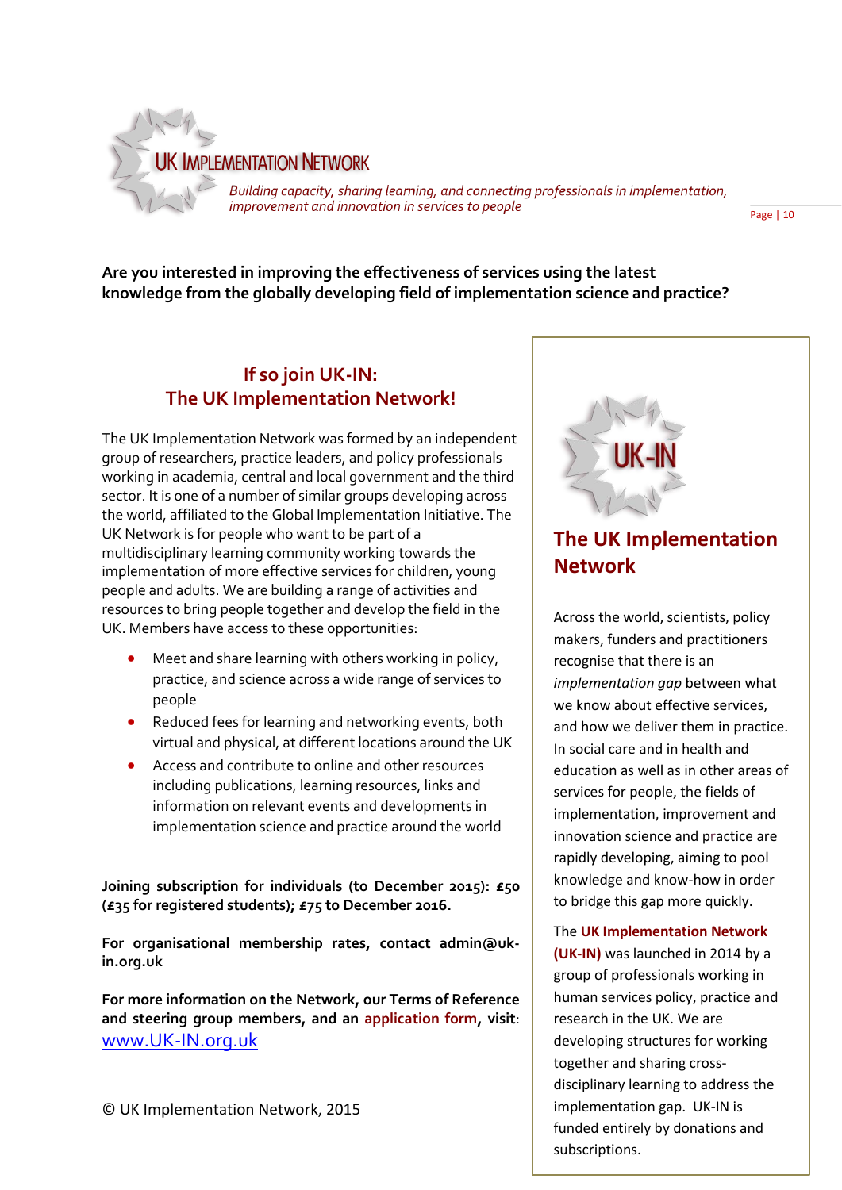UK IMPLEMENTATION NETWORK

*Building capacity, sharing learning, and connecting professionals in implementation, improvement and innovation in services to people*

**Are you interested in improving the effectiveness of services using the latest knowledge from the globally developing field of implementation science and practice?**

## If so join UK-IN: The UK Implementation Network!

The UK Implementation Network was formed by an independent group of researchers, practice leaders, and policy professionals working in academia, central and local government and the third sector. It is one of a number of similar groups developing across the world, affiliated to the Global Implementation Initiative. The UK Network is for people who want to be part of a multidisciplinary learning community working towards the implementation of more effective services for children, young people and adults. We are building a range of activities and resources to bring people together and develop the field in the UK. Members have access to these opportunities:

- Meet and share learning with others working in policy, practice, and science across a wide range of services to people
- Reduced fees for learning and networking events, both virtual and physical, at different locations around the UK
- Access and contribute to online and other resources including publications, learning resources, links and information on relevant events and developments in implementation science and practice around the world

**Joining subscription for individuals (to December 2015): £50 (£35 for registered students); £75 to December 2016.**

**For organisational membership rates, contact admin@uk-in.org.uk**

**For more information on the Network, our Terms of Reference and steering group members, and an application form, visit:** www.UK-IN.org.uk

© UK Implementation Network, 2015

UK-IN

## The UK Implementation Network

Across the world, scientists, policy makers, funders and practitioners recognise that there is an *implementation gap* between what we know about effective services, and how we deliver them in practice. In social care and in health and education as well as in other areas of services for people, the fields of implementation, improvement and innovation science and practice are rapidly developing, aiming to pool knowledge and know-how in order to bridge this gap more quickly.

The **UK Implementation Network (UK-IN)** was launched in 2014 by a group of professionals working in human services policy, practice and research in the UK. We are developing structures for working together and sharing cross-disciplinary learning to address the implementation gap. UK-IN is funded entirely by donations and subscriptions.